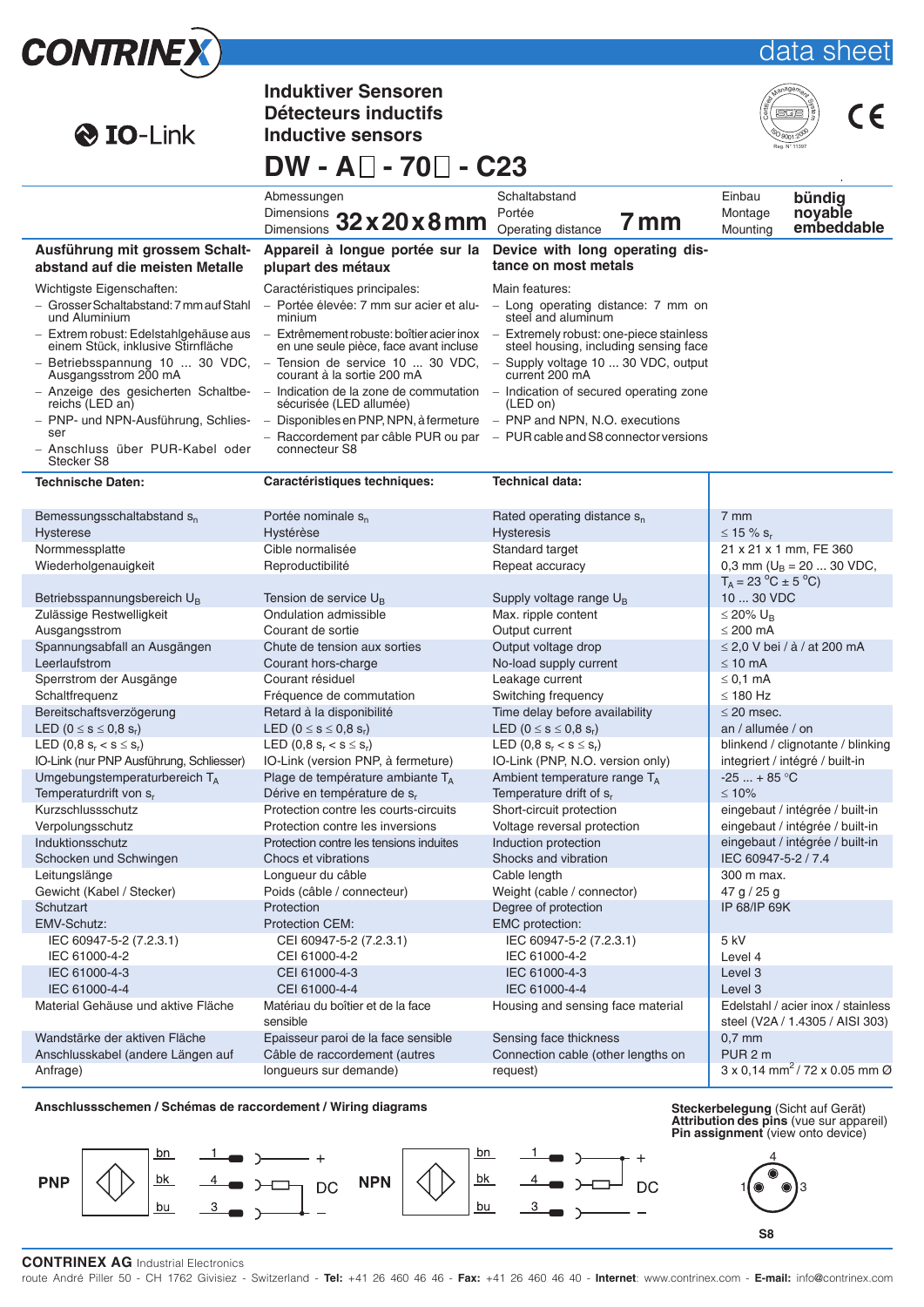# CONTRINEX — data sheet

IO-Link

## Induktiver Sensoren
## Détecteurs inductifs
## Inductive sensors

# DW - A□ - 70□ - C23

| Abmessungen / Dimensions / Dimensions | Schaltabstand / Portée / Operating distance | Einbau / Montage / Mounting |
|---|---|---|
| **32 x 20 x 8 mm** | **7 mm** | **bündig / noyable / embeddable** |

| **Ausführung mit grossem Schaltabstand auf die meisten Metalle** | **Appareil à longue portée sur la plupart des métaux** | **Device with long operating distance on most metals** |
|---|---|---|
| Wichtigste Eigenschaften: | Caractéristiques principales: | Main features: |
| – Grosser Schaltabstand: 7 mm auf Stahl und Aluminium | – Portée élevée: 7 mm sur acier et aluminium | – Long operating distance: 7 mm on steel and aluminum |
| – Extrem robust: Edelstahlgehäuse aus einem Stück, inklusive Stirnfläche | – Extrêmement robuste: boîtier acier inox en une seule pièce, face avant incluse | – Extremely robust: one-piece stainless steel housing, including sensing face |
| – Betriebsspannung 10 ... 30 VDC, Ausgangsstrom 200 mA | – Tension de service 10 ... 30 VDC, courant à la sortie 200 mA | – Supply voltage 10 ... 30 VDC, output current 200 mA |
| – Anzeige des gesicherten Schaltbereichs (LED an) | – Indication de la zone de commutation sécurisée (LED allumée) | – Indication of secured operating zone (LED on) |
| – PNP- und NPN-Ausführung, Schliesser | – Disponibles en PNP, NPN, à fermeture | – PNP and NPN, N.O. executions |
| – Anschluss über PUR-Kabel oder Stecker S8 | – Raccordement par câble PUR ou par connecteur S8 | – PUR cable and S8 connector versions |

| Technische Daten: | Caractéristiques techniques: | Technical data: | |
|---|---|---|---|
| Bemessungsschaltabstand $s_n$ | Portée nominale $s_n$ | Rated operating distance $s_n$ | 7 mm |
| Hysterese | Hystérèse | Hysteresis | ≤ 15 % $s_r$ |
| Normmessplatte | Cible normalisée | Standard target | 21 x 21 x 1 mm, FE 360 |
| Wiederholgenauigkeit | Reproductibilité | Repeat accuracy | 0,3 mm ($U_B$ = 20 ... 30 VDC, $T_A$ = 23 °C ± 5 °C) |
| Betriebsspannungsbereich $U_B$ | Tension de service $U_B$ | Supply voltage range $U_B$ | 10 ... 30 VDC |
| Zulässige Restwelligkeit | Ondulation admissible | Max. ripple content | ≤ 20% $U_B$ |
| Ausgangsstrom | Courant de sortie | Output current | ≤ 200 mA |
| Spannungsabfall an Ausgängen | Chute de tension aux sorties | Output voltage drop | ≤ 2,0 V bei / à / at 200 mA |
| Leerlaufstrom | Courant hors-charge | No-load supply current | ≤ 10 mA |
| Sperrstrom der Ausgänge | Courant résiduel | Leakage current | ≤ 0,1 mA |
| Schaltfrequenz | Fréquence de commutation | Switching frequency | ≤ 180 Hz |
| Bereitschaftsverzögerung | Retard à la disponibilité | Time delay before availability | ≤ 20 msec. |
| LED ($0 \le s \le 0{,}8\ s_r$) | LED ($0 \le s \le 0{,}8\ s_r$) | LED ($0 \le s \le 0{,}8\ s_r$) | an / allumée / on |
| LED ($0{,}8\ s_r < s \le s_r$) | LED ($0{,}8\ s_r < s \le s_r$) | LED ($0{,}8\ s_r < s \le s_r$) | blinkend / clignotante / blinking |
| IO-Link (nur PNP Ausführung, Schliesser) | IO-Link (version PNP, à fermeture) | IO-Link (PNP, N.O. version only) | integriert / intégré / built-in |
| Umgebungstemperaturbereich $T_A$ | Plage de température ambiante $T_A$ | Ambient temperature range $T_A$ | -25 ... + 85 °C |
| Temperaturdrift von $s_r$ | Dérive en température de $s_r$ | Temperature drift of $s_r$ | ≤ 10% |
| Kurzschlussschutz | Protection contre les courts-circuits | Short-circuit protection | eingebaut / intégrée / built-in |
| Verpolungsschutz | Protection contre les inversions | Voltage reversal protection | eingebaut / intégrée / built-in |
| Induktionsschutz | Protection contre les tensions induites | Induction protection | eingebaut / intégrée / built-in |
| Schocken und Schwingen | Chocs et vibrations | Shocks and vibration | IEC 60947-5-2 / 7.4 |
| Leitungslänge | Longueur du câble | Cable length | 300 m max. |
| Gewicht (Kabel / Stecker) | Poids (câble / connecteur) | Weight (cable / connector) | 47 g / 25 g |
| Schutzart | Protection | Degree of protection | IP 68/IP 69K |
| EMV-Schutz: | Protection CEM: | EMC protection: | |
| IEC 60947-5-2 (7.2.3.1) | CEI 60947-5-2 (7.2.3.1) | IEC 60947-5-2 (7.2.3.1) | 5 kV |
| IEC 61000-4-2 | CEI 61000-4-2 | IEC 61000-4-2 | Level 4 |
| IEC 61000-4-3 | CEI 61000-4-3 | IEC 61000-4-3 | Level 3 |
| IEC 61000-4-4 | CEI 61000-4-4 | IEC 61000-4-4 | Level 3 |
| Material Gehäuse und aktive Fläche | Matériau du boîtier et de la face sensible | Housing and sensing face material | Edelstahl / acier inox / stainless steel (V2A / 1.4305 / AISI 303) |
| Wandstärke der aktiven Fläche | Epaisseur paroi de la face sensible | Sensing face thickness | 0,7 mm |
| Anschlusskabel (andere Längen auf Anfrage) | Câble de raccordement (autres longueurs sur demande) | Connection cable (other lengths on request) | PUR 2 m, 3 x 0,14 mm² / 72 x 0.05 mm Ø |

**Anschlussschemen / Schémas de raccordement / Wiring diagrams**

PNP: bn – 1 – +; bk – 4 – Load – DC; bu – 3 – –

NPN: bn – 1 – +; bk – 4 – Load – DC; bu – 3 – –

**Steckerbelegung** (Sicht auf Gerät)
**Attribution des pins** (vue sur appareil)
**Pin assignment** (view onto device)

S8: pins 1, 3, 4

**CONTRINEX AG** Industrial Electronics
route André Piller 50 - CH 1762 Givisiez - Switzerland - **Tel:** +41 26 460 46 46 - **Fax:** +41 26 460 46 40 - **Internet**: www.contrinex.com - **E-mail:** info@contrinex.com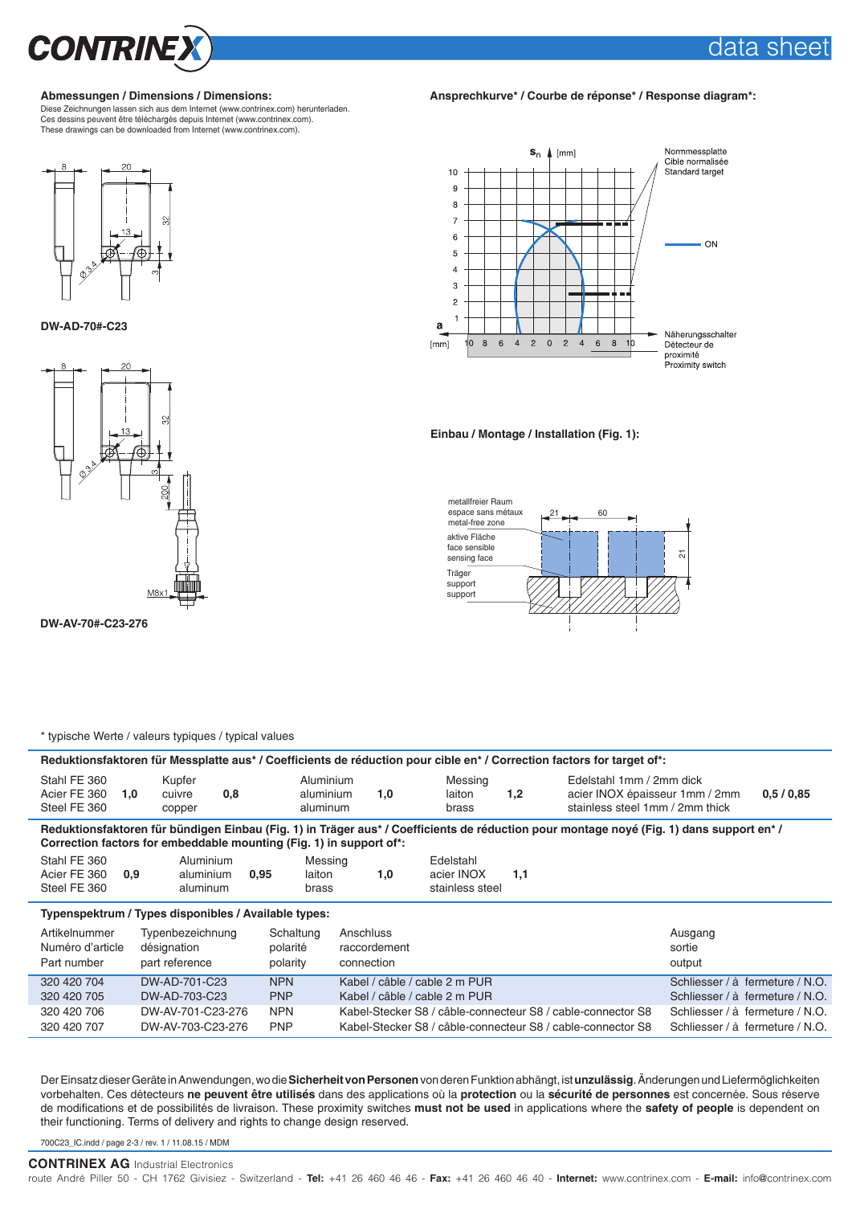## Abmessungen / Dimensions / Dimensions:

Diese Zeichnungen lassen sich aus dem Internet (www.contrinex.com) herunterladen.
Ces dessins peuvent être téléchargés depuis Internet (www.contrinex.com).
These drawings can be downloaded from Internet (www.contrinex.com).

8
20
13
32
Ø 3.4
3

**DW-AD-70#-C23**

8
20
13
32
Ø 3.4
3
200
M8x1

**DW-AV-70#-C23-276**

## Ansprechkurve* / Courbe de réponse* / Response diagram*:

$s_n$ [mm]
10
9
8
7
6
5
4
3
2
1
a
[mm]
10 8 6 4 2 0 2 4 6 8 10

Normmessplatte
Cible normalisée
Standard target

ON

Näherungsschalter
Détecteur de proximité
Proximity switch

## Einbau / Montage / Installation (Fig. 1):

metallfreier Raum
espace sans métaux
metal-free zone

aktive Fläche
face sensible
sensing face

Träger
support
support

21
60
21

\* typische Werte / valeurs typiques / typical values

### Reduktionsfaktoren für Messplatte aus* / Coefficients de réduction pour cible en* / Correction factors for target of*:

| | | | | | | | | | |
|---|---|---|---|---|---|---|---|---|---|
| Stahl FE 360<br>Acier FE 360<br>Steel FE 360 | 1,0 | Kupfer<br>cuivre<br>copper | 0,8 | Aluminium<br>aluminium<br>aluminum | 1,0 | Messing<br>laiton<br>brass | 1,2 | Edelstahl 1mm / 2mm dick<br>acier INOX épaisseur 1mm / 2mm<br>stainless steel 1mm / 2mm thick | 0,5 / 0,85 |

### Reduktionsfaktoren für bündigen Einbau (Fig. 1) in Träger aus* / Coefficients de réduction pour montage noyé (Fig. 1) dans support en* / Correction factors for embeddable mounting (Fig. 1) in support of*:

| | | | | | | | |
|---|---|---|---|---|---|---|---|
| Stahl FE 360<br>Acier FE 360<br>Steel FE 360 | 0,9 | Aluminium<br>aluminium<br>aluminum | 0,95 | Messing<br>laiton<br>brass | 1,0 | Edelstahl<br>acier INOX<br>stainless steel | 1,1 |

### Typenspektrum / Types disponibles / Available types:

| Artikelnummer<br>Numéro d'article<br>Part number | Typenbezeichnung<br>désignation<br>part reference | Schaltung<br>polarité<br>polarity | Anschluss<br>raccordement<br>connection | Ausgang<br>sortie<br>output |
|---|---|---|---|---|
| 320 420 704 | DW-AD-701-C23 | NPN | Kabel / câble / cable 2 m PUR | Schliesser / à fermeture / N.O. |
| 320 420 705 | DW-AD-703-C23 | PNP | Kabel / câble / cable 2 m PUR | Schliesser / à fermeture / N.O. |
| 320 420 706 | DW-AV-701-C23-276 | NPN | Kabel-Stecker S8 / câble-connecteur S8 / cable-connector S8 | Schliesser / à fermeture / N.O. |
| 320 420 707 | DW-AV-703-C23-276 | PNP | Kabel-Stecker S8 / câble-connecteur S8 / cable-connector S8 | Schliesser / à fermeture / N.O. |

Der Einsatz dieser Geräte in Anwendungen, wo die **Sicherheit von Personen** von deren Funktion abhängt, ist **unzulässig**. Änderungen und Liefermöglichkeiten vorbehalten. Ces détecteurs **ne peuvent être utilisés** dans des applications où la **protection** ou la **sécurité de personnes** est concernée. Sous réserve de modifications et de possibilités de livraison. These proximity switches **must not be used** in applications where the **safety of people** is dependent on their functioning. Terms of delivery and rights to change design reserved.

700C23_IC.indd / page 2-3 / rev. 1 / 11.08.15 / MDM

**CONTRINEX AG** Industrial Electronics
route André Piller 50 - CH 1762 Givisiez - Switzerland - **Tel:** +41 26 460 46 46 - **Fax:** +41 26 460 46 40 - **Internet:** www.contrinex.com - **E-mail:** info@contrinex.com